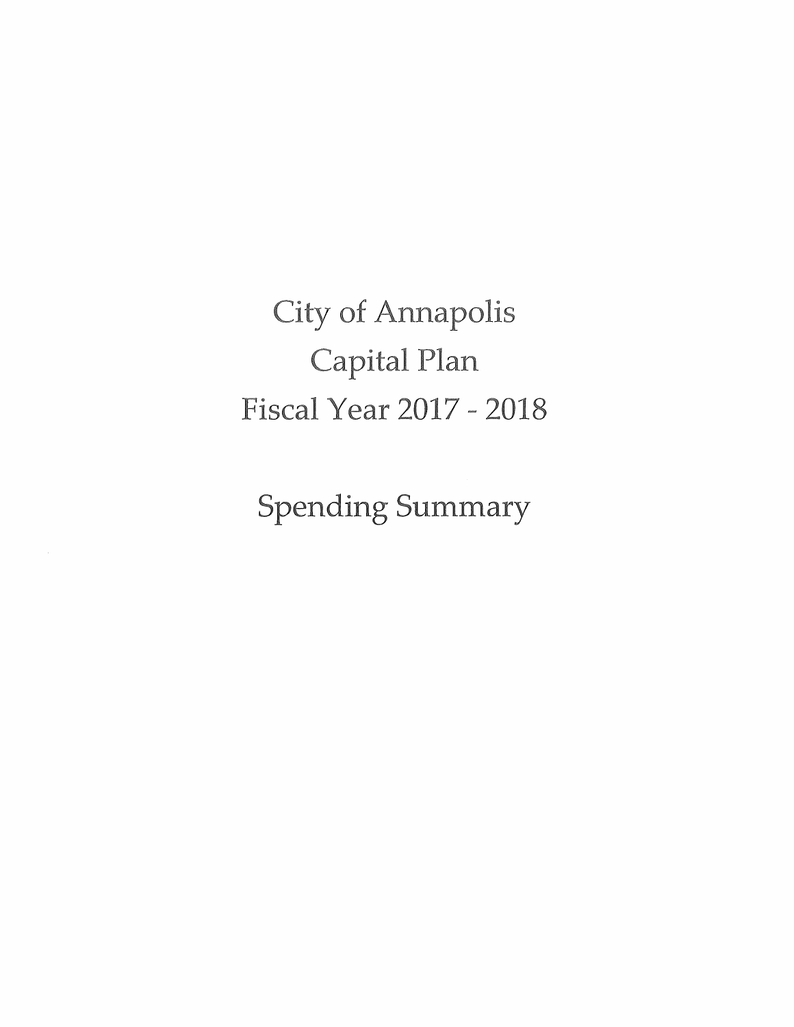# City of Annapolis
# Capital Plan
# Fiscal Year 2017 - 2018

## Spending Summary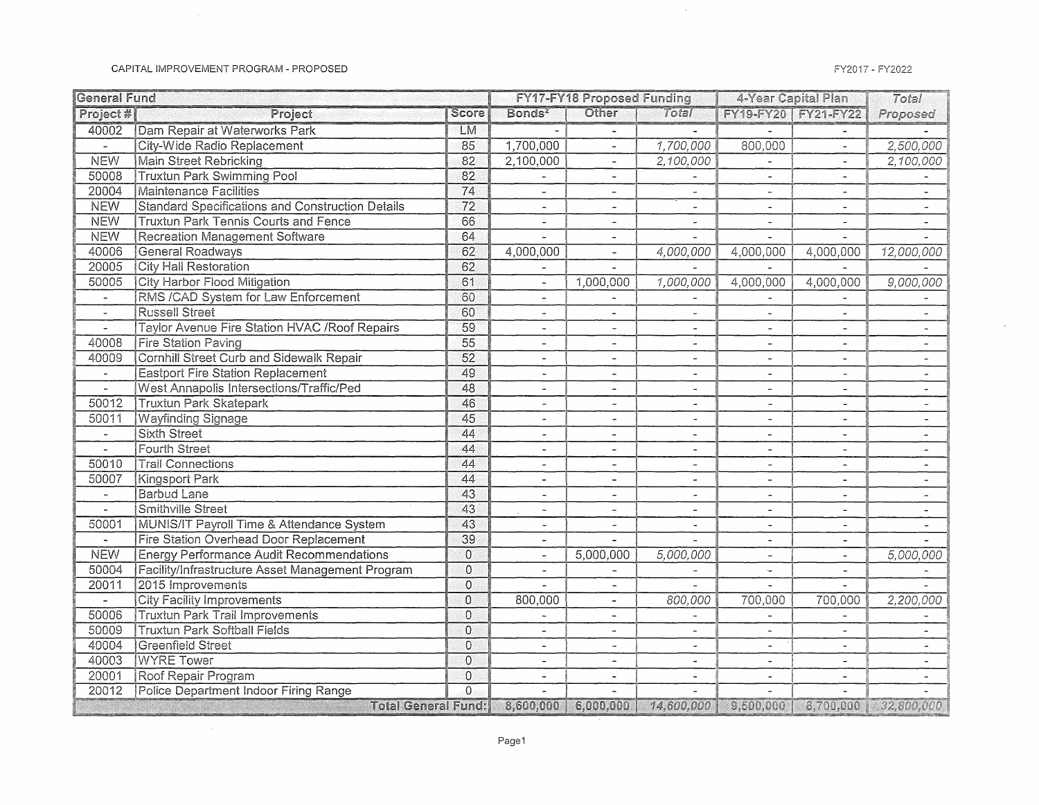CAPITAL IMPROVEMENT PROGRAM - PROPOSED

FY2017 - FY2022

| General Fund | | | FY17-FY18 Proposed Funding | | | 4-Year Capital Plan | | Total |
|---|---|---|---|---|---|---|---|---|
| Project # | Project | Score | Bonds[2] | Other | Total | FY19-FY20 | FY21-FY22 | Proposed |
| 40002 | Dam Repair at Waterworks Park | LM | - | - | - | - | - | - |
| - | City-Wide Radio Replacement | 85 | 1,700,000 | - | 1,700,000 | 800,000 | - | 2,500,000 |
| NEW | Main Street Rebricking | 82 | 2,100,000 | - | 2,100,000 | - | - | 2,100,000 |
| 50008 | Truxtun Park Swimming Pool | 82 | - | - | - | - | - | - |
| 20004 | Maintenance Facilities | 74 | - | - | - | - | - | - |
| NEW | Standard Specifications and Construction Details | 72 | - | - | - | - | - | - |
| NEW | Truxtun Park Tennis Courts and Fence | 66 | - | - | - | - | - | - |
| NEW | Recreation Management Software | 64 | - | - | - | - | - | - |
| 40006 | General Roadways | 62 | 4,000,000 | - | 4,000,000 | 4,000,000 | 4,000,000 | 12,000,000 |
| 20005 | City Hall Restoration | 62 | - | - | - | - | - | - |
| 50005 | City Harbor Flood Mitigation | 61 | - | 1,000,000 | 1,000,000 | 4,000,000 | 4,000,000 | 9,000,000 |
| - | RMS /CAD System for Law Enforcement | 60 | - | - | - | - | - | - |
| - | Russell Street | 60 | - | - | - | - | - | - |
| - | Taylor Avenue Fire Station HVAC /Roof Repairs | 59 | - | - | - | - | - | - |
| 40008 | Fire Station Paving | 55 | - | - | - | - | - | - |
| 40009 | Cornhill Street Curb and Sidewalk Repair | 52 | - | - | - | - | - | - |
| - | Eastport Fire Station Replacement | 49 | - | - | - | - | - | - |
| - | West Annapolis Intersections/Traffic/Ped | 48 | - | - | - | - | - | - |
| 50012 | Truxtun Park Skatepark | 46 | - | - | - | - | - | - |
| 50011 | Wayfinding Signage | 45 | - | - | - | - | - | - |
| - | Sixth Street | 44 | - | - | - | - | - | - |
| - | Fourth Street | 44 | - | - | - | - | - | - |
| 50010 | Trail Connections | 44 | - | - | - | - | - | - |
| 50007 | Kingsport Park | 44 | - | - | - | - | - | - |
| - | Barbud Lane | 43 | - | - | - | - | - | - |
| - | Smithville Street | 43 | - | - | - | - | - | - |
| 50001 | MUNIS/IT Payroll Time & Attendance System | 43 | - | - | - | - | - | - |
| - | Fire Station Overhead Door Replacement | 39 | - | - | - | - | - | - |
| NEW | Energy Performance Audit Recommendations | 0 | - | 5,000,000 | 5,000,000 | - | - | 5,000,000 |
| 50004 | Facility/Infrastructure Asset Management Program | 0 | - | - | - | - | - | - |
| 20011 | 2015 Improvements | 0 | - | - | - | - | - | - |
| - | City Facility Improvements | 0 | 800,000 | - | 800,000 | 700,000 | 700,000 | 2,200,000 |
| 50006 | Truxtun Park Trail Improvements | 0 | - | - | - | - | - | - |
| 50009 | Truxtun Park Softball Fields | 0 | - | - | - | - | - | - |
| 40004 | Greenfield Street | 0 | - | - | - | - | - | - |
| 40003 | WYRE Tower | 0 | - | - | - | - | - | - |
| 20001 | Roof Repair Program | 0 | - | - | - | - | - | - |
| 20012 | Police Department Indoor Firing Range | 0 | - | - | - | - | - | - |
| | | Total General Fund: | 8,600,000 | 6,000,000 | 14,600,000 | 9,500,000 | 8,700,000 | 32,800,000 |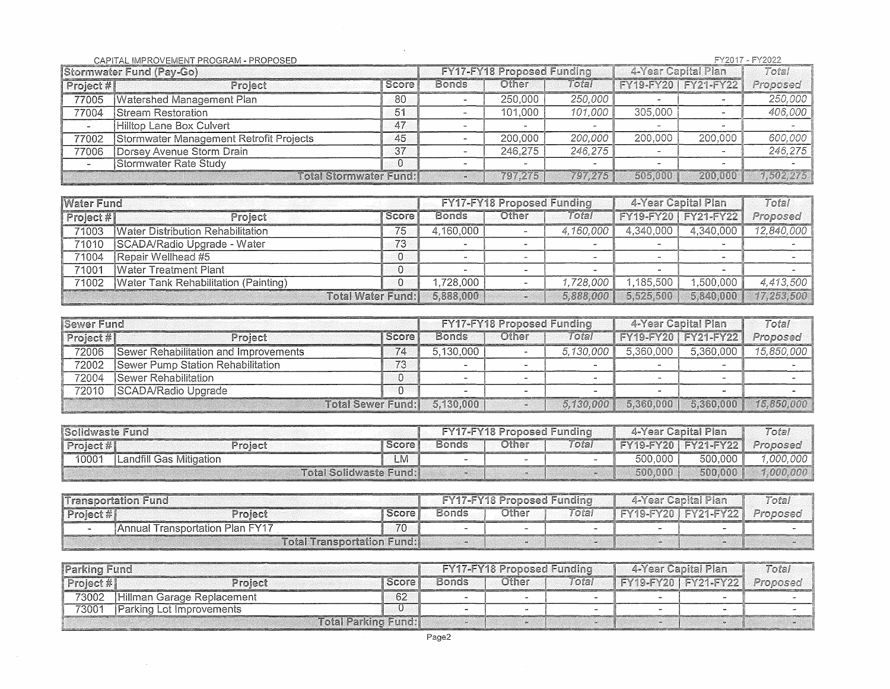CAPITAL IMPROVEMENT PROGRAM - PROPOSED

FY2017 - FY2022

| Stormwater Fund (Pay-Go) | | | FY17-FY18 Proposed Funding | | | 4-Year Capital Plan | | Total |
|---|---|---|---|---|---|---|---|---|
| Project # | Project | Score | Bonds | Other | Total | FY19-FY20 | FY21-FY22 | Proposed |
| 77005 | Watershed Management Plan | 80 | - | 250,000 | 250,000 | - | - | 250,000 |
| 77004 | Stream Restoration | 51 | - | 101,000 | 101,000 | 305,000 | - | 406,000 |
| - | Hilltop Lane Box Culvert | 47 | - | - | - | - | - | - |
| 77002 | Stormwater Management Retrofit Projects | 45 | - | 200,000 | 200,000 | 200,000 | 200,000 | 600,000 |
| 77006 | Dorsey Avenue Storm Drain | 37 | - | 246,275 | 246,275 | - | - | 246,275 |
| - | Stormwater Rate Study | 0 | - | - | - | - | - | - |
| | Total Stormwater Fund: | | - | 797,275 | 797,275 | 505,000 | 200,000 | 1,502,275 |

| Water Fund | | | FY17-FY18 Proposed Funding | | | 4-Year Capital Plan | | Total |
|---|---|---|---|---|---|---|---|---|
| Project # | Project | Score | Bonds | Other | Total | FY19-FY20 | FY21-FY22 | Proposed |
| 71003 | Water Distribution Rehabilitation | 75 | 4,160,000 | - | 4,160,000 | 4,340,000 | 4,340,000 | 12,840,000 |
| 71010 | SCADA/Radio Upgrade - Water | 73 | - | - | - | - | - | - |
| 71004 | Repair Wellhead #5 | 0 | - | - | - | - | - | - |
| 71001 | Water Treatment Plant | 0 | - | - | - | - | - | - |
| 71002 | Water Tank Rehabilitation (Painting) | 0 | 1,728,000 | - | 1,728,000 | 1,185,500 | 1,500,000 | 4,413,500 |
| | Total Water Fund: | | 5,888,000 | - | 5,888,000 | 5,525,500 | 5,840,000 | 17,253,500 |

| Sewer Fund | | | FY17-FY18 Proposed Funding | | | 4-Year Capital Plan | | Total |
|---|---|---|---|---|---|---|---|---|
| Project # | Project | Score | Bonds | Other | Total | FY19-FY20 | FY21-FY22 | Proposed |
| 72006 | Sewer Rehabilitation and Improvements | 74 | 5,130,000 | - | 5,130,000 | 5,360,000 | 5,360,000 | 15,850,000 |
| 72002 | Sewer Pump Station Rehabilitation | 73 | - | - | - | - | - | - |
| 72004 | Sewer Rehabilitation | 0 | - | - | - | - | - | - |
| 72010 | SCADA/Radio Upgrade | 0 | - | - | - | - | - | - |
| | Total Sewer Fund: | | 5,130,000 | - | 5,130,000 | 5,360,000 | 5,360,000 | 15,850,000 |

| Solidwaste Fund | | | FY17-FY18 Proposed Funding | | | 4-Year Capital Plan | | Total |
|---|---|---|---|---|---|---|---|---|
| Project # | Project | Score | Bonds | Other | Total | FY19-FY20 | FY21-FY22 | Proposed |
| 10001 | Landfill Gas Mitigation | LM | - | - | - | 500,000 | 500,000 | 1,000,000 |
| | Total Solidwaste Fund: | | - | - | - | 500,000 | 500,000 | 1,000,000 |

| Transportation Fund | | | FY17-FY18 Proposed Funding | | | 4-Year Capital Plan | | Total |
|---|---|---|---|---|---|---|---|---|
| Project # | Project | Score | Bonds | Other | Total | FY19-FY20 | FY21-FY22 | Proposed |
| - | Annual Transportation Plan FY17 | 70 | - | - | - | - | - | - |
| | Total Transportation Fund: | | - | - | - | - | - | - |

| Parking Fund | | | FY17-FY18 Proposed Funding | | | 4-Year Capital Plan | | Total |
|---|---|---|---|---|---|---|---|---|
| Project # | Project | Score | Bonds | Other | Total | FY19-FY20 | FY21-FY22 | Proposed |
| 73002 | Hillman Garage Replacement | 62 | - | - | - | - | - | - |
| 73001 | Parking Lot Improvements | 0 | - | - | - | - | - | - |
| | Total Parking Fund: | | - | - | - | - | - | - |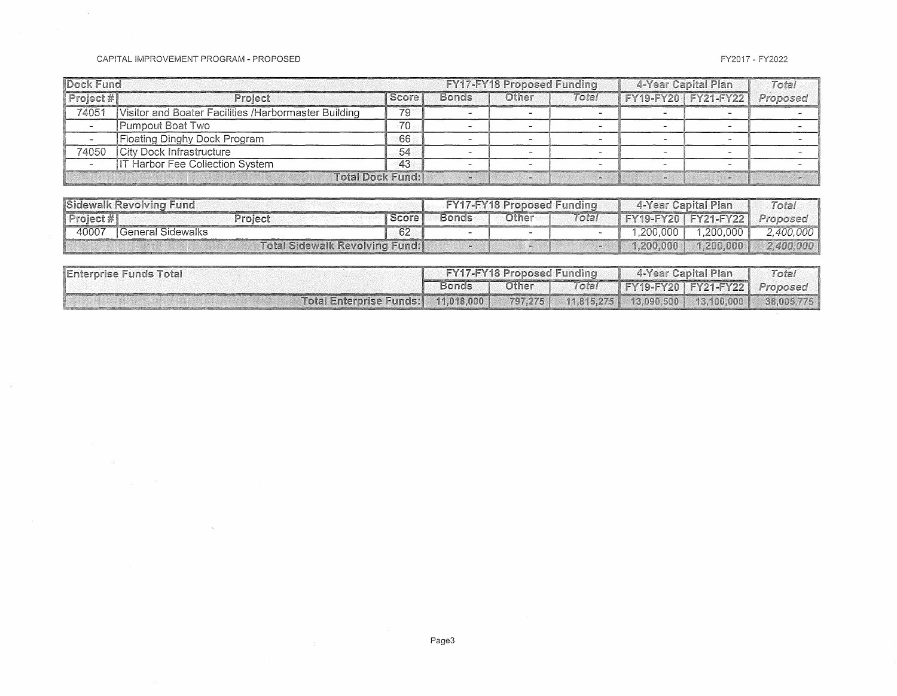CAPITAL IMPROVEMENT PROGRAM - PROPOSED

FY2017 - FY2022

| Dock Fund | | | FY17-FY18 Proposed Funding | | | 4-Year Capital Plan | | Total |
|---|---|---|---|---|---|---|---|---|
| Project # | Project | Score | Bonds | Other | Total | FY19-FY20 | FY21-FY22 | Proposed |
| 74051 | Visitor and Boater Facilities /Harbormaster Building | 79 | - | - | - | - | - | - |
| - | Pumpout Boat Two | 70 | - | - | - | - | - | - |
| - | Floating Dinghy Dock Program | 66 | - | - | - | - | - | - |
| 74050 | City Dock Infrastructure | 54 | - | - | - | - | - | - |
| - | IT Harbor Fee Collection System | 43 | - | - | - | - | - | - |
| | Total Dock Fund: | | - | - | - | - | - | - |

| Sidewalk Revolving Fund | | | FY17-FY18 Proposed Funding | | | 4-Year Capital Plan | | Total |
|---|---|---|---|---|---|---|---|---|
| Project # | Project | Score | Bonds | Other | Total | FY19-FY20 | FY21-FY22 | Proposed |
| 40007 | General Sidewalks | 62 | - | - | - | 1,200,000 | 1,200,000 | 2,400,000 |
| | Total Sidewalk Revolving Fund: | | - | - | - | 1,200,000 | 1,200,000 | 2,400,000 |

| Enterprise Funds Total | FY17-FY18 Proposed Funding | | | 4-Year Capital Plan | | Total |
|---|---|---|---|---|---|---|
| | Bonds | Other | Total | FY19-FY20 | FY21-FY22 | Proposed |
| Total Enterprise Funds: | 11,018,000 | 797,275 | 11,815,275 | 13,090,500 | 13,100,000 | 38,005,775 |